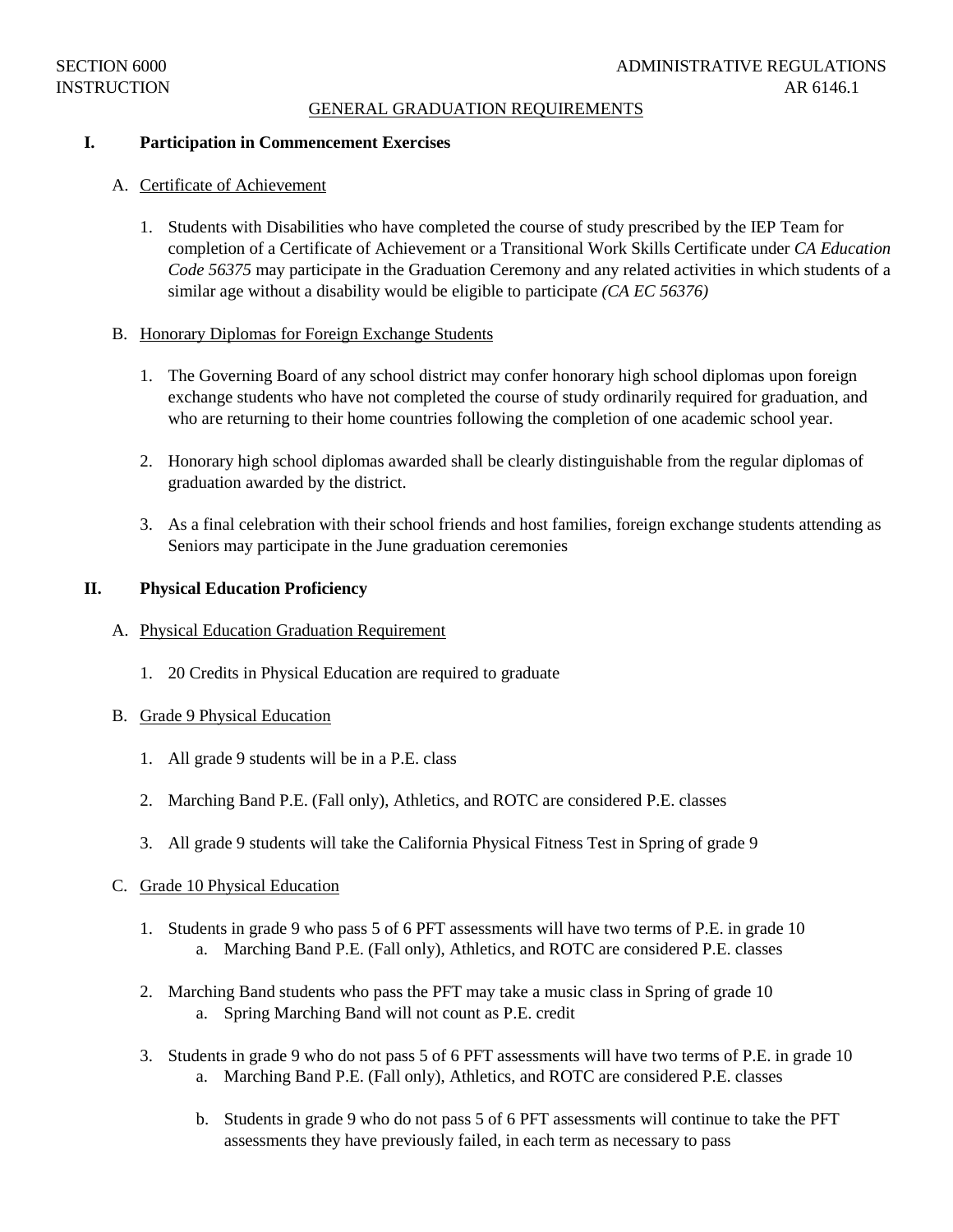SECTION 6000 ADMINISTRATIVE REGULATIONS
INSTRUCTION AR 6146.1

# GENERAL GRADUATION REQUIREMENTS

## I. Participation in Commencement Exercises

### A. Certificate of Achievement

1. Students with Disabilities who have completed the course of study prescribed by the IEP Team for completion of a Certificate of Achievement or a Transitional Work Skills Certificate under *CA Education Code 56375* may participate in the Graduation Ceremony and any related activities in which students of a similar age without a disability would be eligible to participate *(CA EC 56376)*

### B. Honorary Diplomas for Foreign Exchange Students

1. The Governing Board of any school district may confer honorary high school diplomas upon foreign exchange students who have not completed the course of study ordinarily required for graduation, and who are returning to their home countries following the completion of one academic school year.

2. Honorary high school diplomas awarded shall be clearly distinguishable from the regular diplomas of graduation awarded by the district.

3. As a final celebration with their school friends and host families, foreign exchange students attending as Seniors may participate in the June graduation ceremonies

## II. Physical Education Proficiency

### A. Physical Education Graduation Requirement

1. 20 Credits in Physical Education are required to graduate

### B. Grade 9 Physical Education

1. All grade 9 students will be in a P.E. class

2. Marching Band P.E. (Fall only), Athletics, and ROTC are considered P.E. classes

3. All grade 9 students will take the California Physical Fitness Test in Spring of grade 9

### C. Grade 10 Physical Education

1. Students in grade 9 who pass 5 of 6 PFT assessments will have two terms of P.E. in grade 10
   a. Marching Band P.E. (Fall only), Athletics, and ROTC are considered P.E. classes

2. Marching Band students who pass the PFT may take a music class in Spring of grade 10
   a. Spring Marching Band will not count as P.E. credit

3. Students in grade 9 who do not pass 5 of 6 PFT assessments will have two terms of P.E. in grade 10
   a. Marching Band P.E. (Fall only), Athletics, and ROTC are considered P.E. classes

   b. Students in grade 9 who do not pass 5 of 6 PFT assessments will continue to take the PFT assessments they have previously failed, in each term as necessary to pass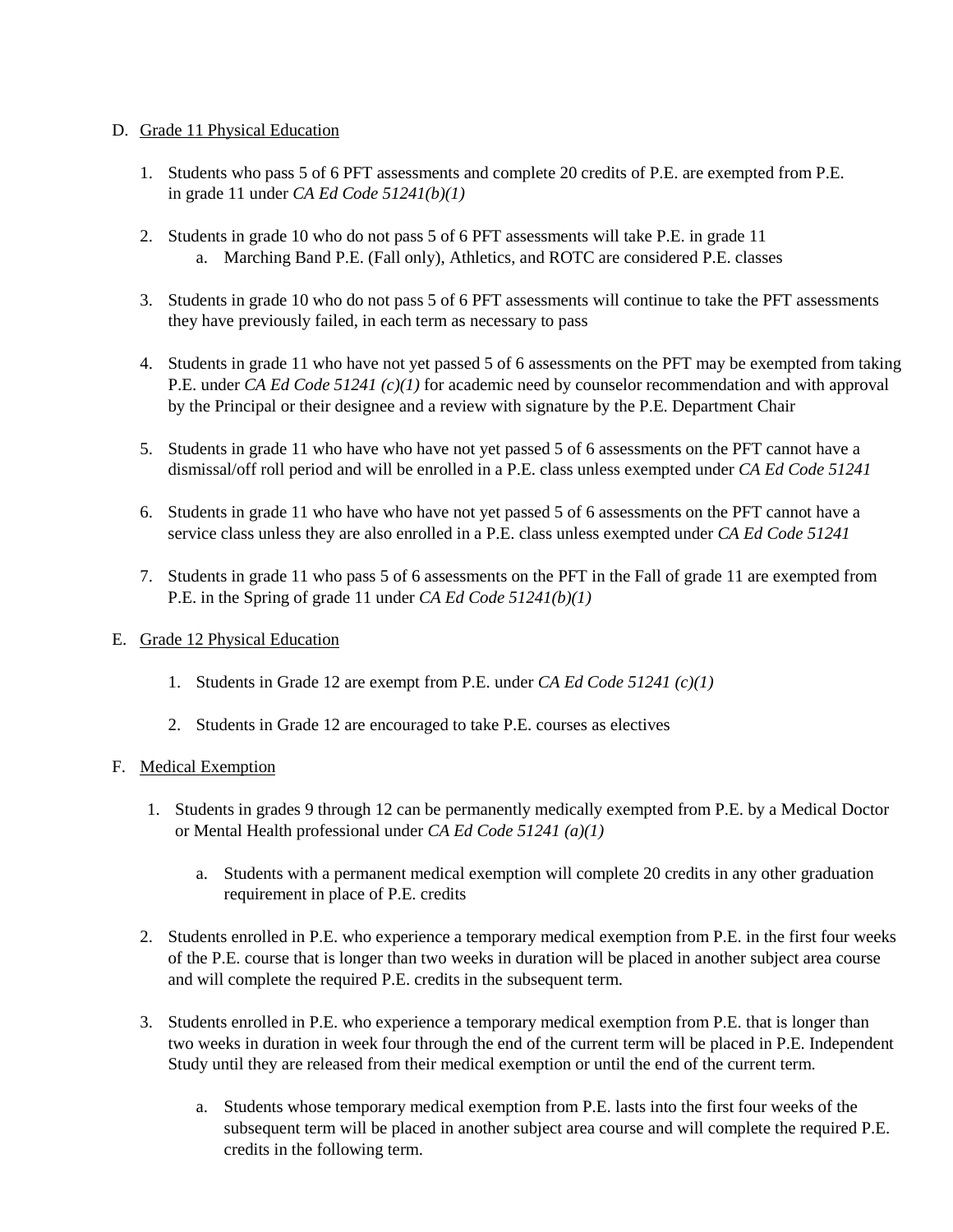D. Grade 11 Physical Education

1. Students who pass 5 of 6 PFT assessments and complete 20 credits of P.E. are exempted from P.E. in grade 11 under *CA Ed Code 51241(b)(1)*

2. Students in grade 10 who do not pass 5 of 6 PFT assessments will take P.E. in grade 11
   a. Marching Band P.E. (Fall only), Athletics, and ROTC are considered P.E. classes

3. Students in grade 10 who do not pass 5 of 6 PFT assessments will continue to take the PFT assessments they have previously failed, in each term as necessary to pass

4. Students in grade 11 who have not yet passed 5 of 6 assessments on the PFT may be exempted from taking P.E. under *CA Ed Code 51241 (c)(1)* for academic need by counselor recommendation and with approval by the Principal or their designee and a review with signature by the P.E. Department Chair

5. Students in grade 11 who have who have not yet passed 5 of 6 assessments on the PFT cannot have a dismissal/off roll period and will be enrolled in a P.E. class unless exempted under *CA Ed Code 51241*

6. Students in grade 11 who have who have not yet passed 5 of 6 assessments on the PFT cannot have a service class unless they are also enrolled in a P.E. class unless exempted under *CA Ed Code 51241*

7. Students in grade 11 who pass 5 of 6 assessments on the PFT in the Fall of grade 11 are exempted from P.E. in the Spring of grade 11 under *CA Ed Code 51241(b)(1)*

E. Grade 12 Physical Education

1. Students in Grade 12 are exempt from P.E. under *CA Ed Code 51241 (c)(1)*

2. Students in Grade 12 are encouraged to take P.E. courses as electives

F. Medical Exemption

1. Students in grades 9 through 12 can be permanently medically exempted from P.E. by a Medical Doctor or Mental Health professional under *CA Ed Code 51241 (a)(1)*

   a. Students with a permanent medical exemption will complete 20 credits in any other graduation requirement in place of P.E. credits

2. Students enrolled in P.E. who experience a temporary medical exemption from P.E. in the first four weeks of the P.E. course that is longer than two weeks in duration will be placed in another subject area course and will complete the required P.E. credits in the subsequent term.

3. Students enrolled in P.E. who experience a temporary medical exemption from P.E. that is longer than two weeks in duration in week four through the end of the current term will be placed in P.E. Independent Study until they are released from their medical exemption or until the end of the current term.

   a. Students whose temporary medical exemption from P.E. lasts into the first four weeks of the subsequent term will be placed in another subject area course and will complete the required P.E. credits in the following term.